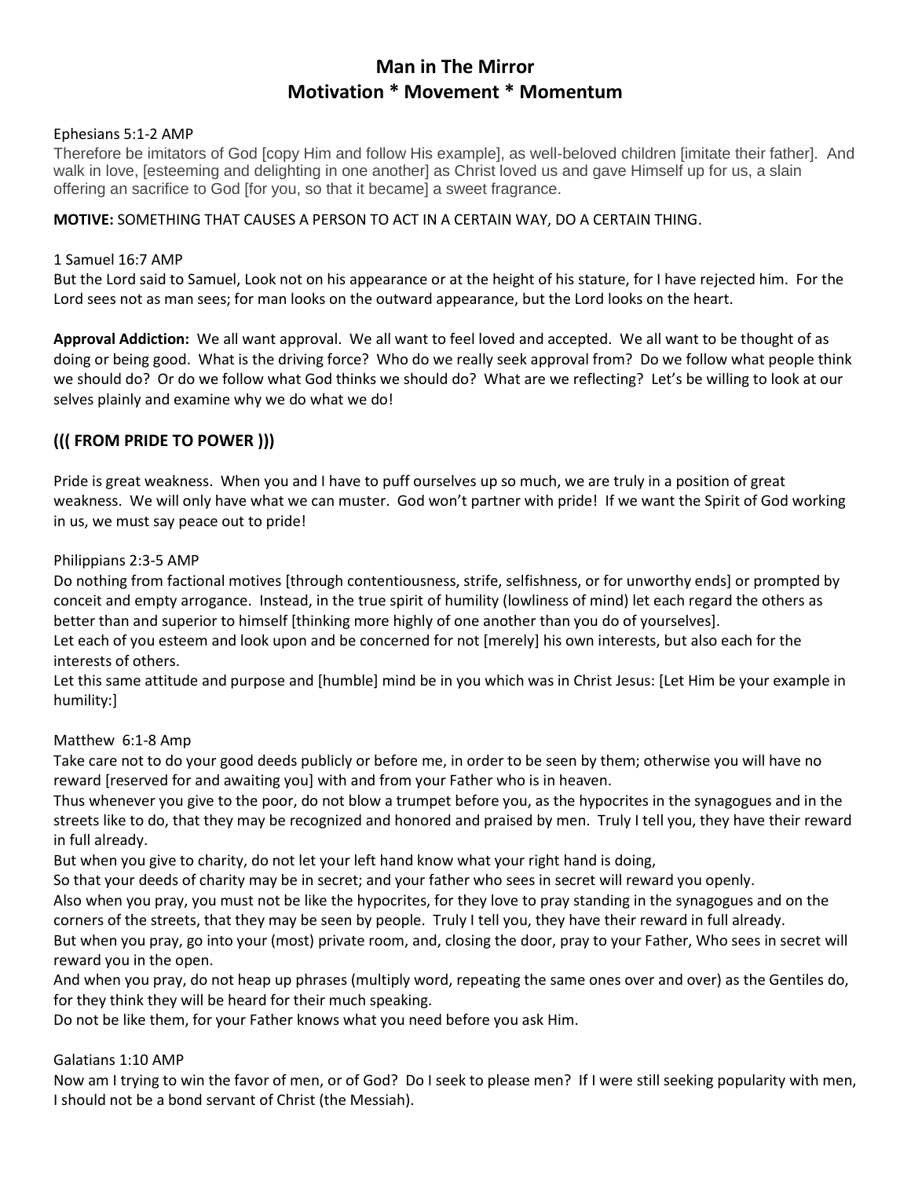# Man in The Mirror
## Motivation * Movement * Momentum

Ephesians 5:1-2 AMP

Therefore be imitators of God [copy Him and follow His example], as well-beloved children [imitate their father]. And walk in love, [esteeming and delighting in one another] as Christ loved us and gave Himself up for us, a slain offering an sacrifice to God [for you, so that it became] a sweet fragrance.

**MOTIVE:** SOMETHING THAT CAUSES A PERSON TO ACT IN A CERTAIN WAY, DO A CERTAIN THING.

1 Samuel 16:7 AMP

But the Lord said to Samuel, Look not on his appearance or at the height of his stature, for I have rejected him. For the Lord sees not as man sees; for man looks on the outward appearance, but the Lord looks on the heart.

**Approval Addiction:** We all want approval. We all want to feel loved and accepted. We all want to be thought of as doing or being good. What is the driving force? Who do we really seek approval from? Do we follow what people think we should do? Or do we follow what God thinks we should do? What are we reflecting? Let's be willing to look at our selves plainly and examine why we do what we do!

### ((( FROM PRIDE TO POWER )))

Pride is great weakness. When you and I have to puff ourselves up so much, we are truly in a position of great weakness. We will only have what we can muster. God won't partner with pride! If we want the Spirit of God working in us, we must say peace out to pride!

Philippians 2:3-5 AMP

Do nothing from factional motives [through contentiousness, strife, selfishness, or for unworthy ends] or prompted by conceit and empty arrogance. Instead, in the true spirit of humility (lowliness of mind) let each regard the others as better than and superior to himself [thinking more highly of one another than you do of yourselves].

Let each of you esteem and look upon and be concerned for not [merely] his own interests, but also each for the interests of others.

Let this same attitude and purpose and [humble] mind be in you which was in Christ Jesus: [Let Him be your example in humility:]

Matthew 6:1-8 Amp

Take care not to do your good deeds publicly or before me, in order to be seen by them; otherwise you will have no reward [reserved for and awaiting you] with and from your Father who is in heaven.

Thus whenever you give to the poor, do not blow a trumpet before you, as the hypocrites in the synagogues and in the streets like to do, that they may be recognized and honored and praised by men. Truly I tell you, they have their reward in full already.

But when you give to charity, do not let your left hand know what your right hand is doing,

So that your deeds of charity may be in secret; and your father who sees in secret will reward you openly.

Also when you pray, you must not be like the hypocrites, for they love to pray standing in the synagogues and on the corners of the streets, that they may be seen by people. Truly I tell you, they have their reward in full already.

But when you pray, go into your (most) private room, and, closing the door, pray to your Father, Who sees in secret will reward you in the open.

And when you pray, do not heap up phrases (multiply word, repeating the same ones over and over) as the Gentiles do, for they think they will be heard for their much speaking.

Do not be like them, for your Father knows what you need before you ask Him.

Galatians 1:10 AMP

Now am I trying to win the favor of men, or of God? Do I seek to please men? If I were still seeking popularity with men, I should not be a bond servant of Christ (the Messiah).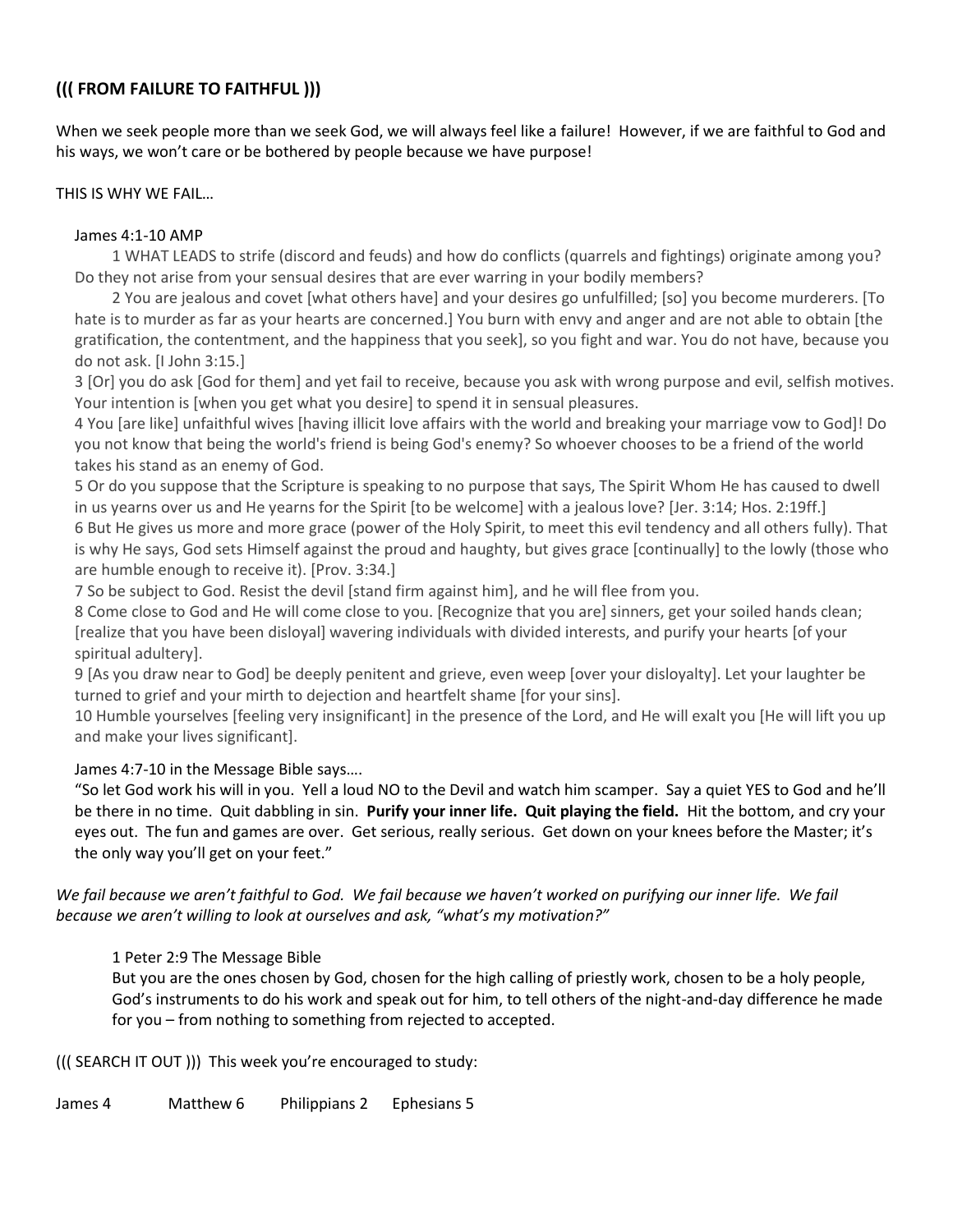## **((( FROM FAILURE TO FAITHFUL )))**

When we seek people more than we seek God, we will always feel like a failure! However, if we are faithful to God and his ways, we won't care or be bothered by people because we have purpose!

THIS IS WHY WE FAIL…

James 4:1-10 AMP

1 WHAT LEADS to strife (discord and feuds) and how do conflicts (quarrels and fightings) originate among you? Do they not arise from your sensual desires that are ever warring in your bodily members?

2 You are jealous and covet [what others have] and your desires go unfulfilled; [so] you become murderers. [To hate is to murder as far as your hearts are concerned.] You burn with envy and anger and are not able to obtain [the gratification, the contentment, and the happiness that you seek], so you fight and war. You do not have, because you do not ask. [I John 3:15.]

3 [Or] you do ask [God for them] and yet fail to receive, because you ask with wrong purpose and evil, selfish motives. Your intention is [when you get what you desire] to spend it in sensual pleasures.

4 You [are like] unfaithful wives [having illicit love affairs with the world and breaking your marriage vow to God]! Do you not know that being the world's friend is being God's enemy? So whoever chooses to be a friend of the world takes his stand as an enemy of God.

5 Or do you suppose that the Scripture is speaking to no purpose that says, The Spirit Whom He has caused to dwell in us yearns over us and He yearns for the Spirit [to be welcome] with a jealous love? [Jer. 3:14; Hos. 2:19ff.]

6 But He gives us more and more grace (power of the Holy Spirit, to meet this evil tendency and all others fully). That is why He says, God sets Himself against the proud and haughty, but gives grace [continually] to the lowly (those who are humble enough to receive it). [Prov. 3:34.]

7 So be subject to God. Resist the devil [stand firm against him], and he will flee from you.

8 Come close to God and He will come close to you. [Recognize that you are] sinners, get your soiled hands clean; [realize that you have been disloyal] wavering individuals with divided interests, and purify your hearts [of your spiritual adultery].

9 [As you draw near to God] be deeply penitent and grieve, even weep [over your disloyalty]. Let your laughter be turned to grief and your mirth to dejection and heartfelt shame [for your sins].

10 Humble yourselves [feeling very insignificant] in the presence of the Lord, and He will exalt you [He will lift you up and make your lives significant].

James 4:7-10 in the Message Bible says….

"So let God work his will in you. Yell a loud NO to the Devil and watch him scamper. Say a quiet YES to God and he'll be there in no time. Quit dabbling in sin. **Purify your inner life. Quit playing the field.** Hit the bottom, and cry your eyes out. The fun and games are over. Get serious, really serious. Get down on your knees before the Master; it's the only way you'll get on your feet."

*We fail because we aren't faithful to God. We fail because we haven't worked on purifying our inner life. We fail because we aren't willing to look at ourselves and ask, "what's my motivation?"*

1 Peter 2:9 The Message Bible

But you are the ones chosen by God, chosen for the high calling of priestly work, chosen to be a holy people, God's instruments to do his work and speak out for him, to tell others of the night-and-day difference he made for you – from nothing to something from rejected to accepted.

((( SEARCH IT OUT ))) This week you're encouraged to study:

James 4 Matthew 6 Philippians 2 Ephesians 5